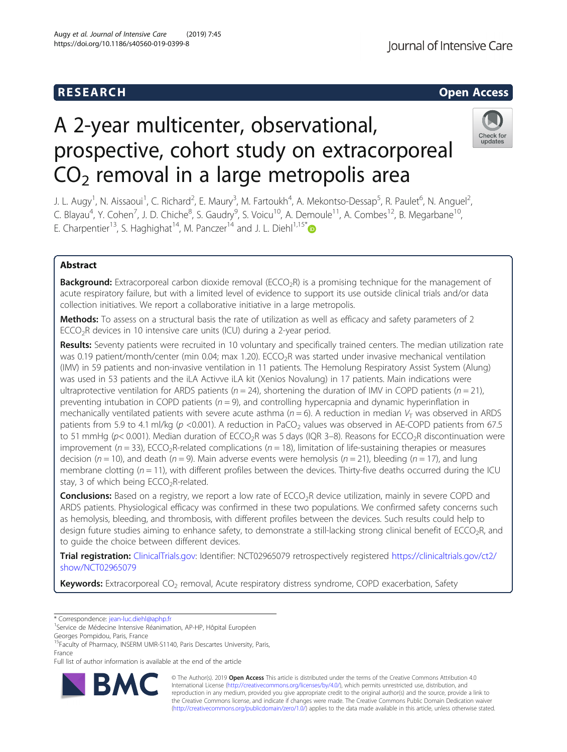RESEARCH

Open Access

# A 2-year multicenter, observational, prospective, cohort study on extracorporeal $CO_2$ removal in a large metropolis area

J. L. Augy[1], N. Aissaoui[1], C. Richard[2], E. Maury[3], M. Fartoukh[4], A. Mekontso-Dessap[5], R. Paulet[6], N. Anguel[2], C. Blayau[4], Y. Cohen[7], J. D. Chiche[8], S. Gaudry[9], S. Voicu[10], A. Demoule[11], A. Combes[12], B. Megarbane[10], E. Charpentier[13], S. Haghighat[14], M. Panczer[14] and J. L. Diehl[1,15*]

## Abstract

**Background:** Extracorporeal carbon dioxide removal ($ECCO_2R$) is a promising technique for the management of acute respiratory failure, but with a limited level of evidence to support its use outside clinical trials and/or data collection initiatives. We report a collaborative initiative in a large metropolis.

**Methods:** To assess on a structural basis the rate of utilization as well as efficacy and safety parameters of 2 $ECCO_2R$ devices in 10 intensive care units (ICU) during a 2-year period.

**Results:** Seventy patients were recruited in 10 voluntary and specifically trained centers. The median utilization rate was 0.19 patient/month/center (min 0.04; max 1.20). $ECCO_2R$ was started under invasive mechanical ventilation (IMV) in 59 patients and non-invasive ventilation in 11 patients. The Hemolung Respiratory Assist System (Alung) was used in 53 patients and the iLA Activve iLA kit (Xenios Novalung) in 17 patients. Main indications were ultraprotective ventilation for ARDS patients ($n = 24$), shortening the duration of IMV in COPD patients ($n = 21$), preventing intubation in COPD patients ($n = 9$), and controlling hypercapnia and dynamic hyperinflation in mechanically ventilated patients with severe acute asthma ($n = 6$). A reduction in median $V_T$ was observed in ARDS patients from 5.9 to 4.1 ml/kg ($p$ <0.001). A reduction in $PaCO_2$ values was observed in AE-COPD patients from 67.5 to 51 mmHg ($p$< 0.001). Median duration of $ECCO_2R$ was 5 days (IQR 3–8). Reasons for $ECCO_2R$ discontinuation were improvement ($n = 33$), $ECCO_2R$-related complications ($n = 18$), limitation of life-sustaining therapies or measures decision ($n = 10$), and death ($n = 9$). Main adverse events were hemolysis ($n = 21$), bleeding ($n = 17$), and lung membrane clotting ($n = 11$), with different profiles between the devices. Thirty-five deaths occurred during the ICU stay, 3 of which being $ECCO_2R$-related.

**Conclusions:** Based on a registry, we report a low rate of $ECCO_2R$ device utilization, mainly in severe COPD and ARDS patients. Physiological efficacy was confirmed in these two populations. We confirmed safety concerns such as hemolysis, bleeding, and thrombosis, with different profiles between the devices. Such results could help to design future studies aiming to enhance safety, to demonstrate a still-lacking strong clinical benefit of $ECCO_2R$, and to guide the choice between different devices.

**Trial registration:** ClinicalTrials.gov: Identifier: NCT02965079 retrospectively registered https://clinicaltrials.gov/ct2/show/NCT02965079

**Keywords:** Extracorporeal $CO_2$ removal, Acute respiratory distress syndrome, COPD exacerbation, Safety

\* Correspondence: jean-luc.diehl@aphp.fr
[1]Service de Médecine Intensive Réanimation, AP-HP, Hôpital Européen Georges Pompidou, Paris, France
[15]Faculty of Pharmacy, INSERM UMR-S1140, Paris Descartes University, Paris, France
Full list of author information is available at the end of the article

© The Author(s). 2019 **Open Access** This article is distributed under the terms of the Creative Commons Attribution 4.0 International License (http://creativecommons.org/licenses/by/4.0/), which permits unrestricted use, distribution, and reproduction in any medium, provided you give appropriate credit to the original author(s) and the source, provide a link to the Creative Commons license, and indicate if changes were made. The Creative Commons Public Domain Dedication waiver (http://creativecommons.org/publicdomain/zero/1.0/) applies to the data made available in this article, unless otherwise stated.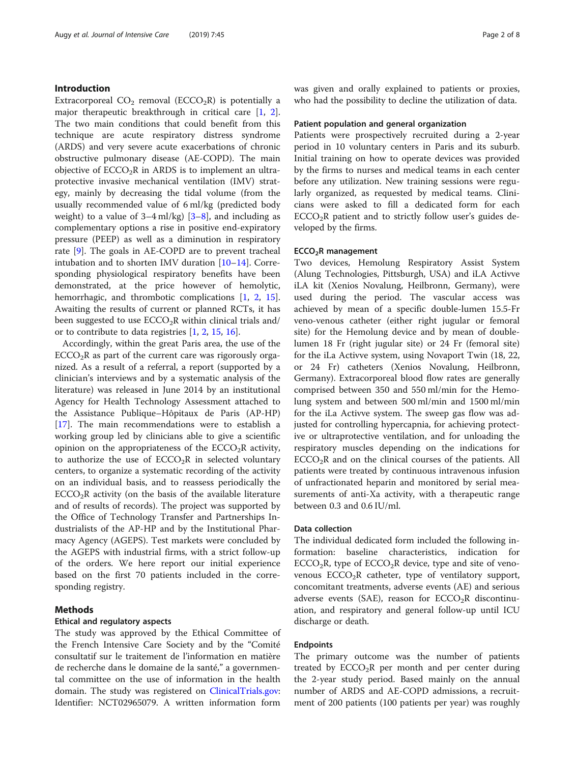## Introduction

Extracorporeal $CO_2$ removal ($ECCO_2R$) is potentially a major therapeutic breakthrough in critical care [1, 2]. The two main conditions that could benefit from this technique are acute respiratory distress syndrome (ARDS) and very severe acute exacerbations of chronic obstructive pulmonary disease (AE-COPD). The main objective of $ECCO_2R$ in ARDS is to implement an ultra-protective invasive mechanical ventilation (IMV) strategy, mainly by decreasing the tidal volume (from the usually recommended value of 6 ml/kg (predicted body weight) to a value of 3–4 ml/kg) [3–8], and including as complementary options a rise in positive end-expiratory pressure (PEEP) as well as a diminution in respiratory rate [9]. The goals in AE-COPD are to prevent tracheal intubation and to shorten IMV duration [10–14]. Corresponding physiological respiratory benefits have been demonstrated, at the price however of hemolytic, hemorrhagic, and thrombotic complications [1, 2, 15]. Awaiting the results of current or planned RCTs, it has been suggested to use $ECCO_2R$ within clinical trials and/or to contribute to data registries [1, 2, 15, 16].

Accordingly, within the great Paris area, the use of the $ECCO_2R$ as part of the current care was rigorously organized. As a result of a referral, a report (supported by a clinician's interviews and by a systematic analysis of the literature) was released in June 2014 by an institutional Agency for Health Technology Assessment attached to the Assistance Publique–Hôpitaux de Paris (AP-HP) [17]. The main recommendations were to establish a working group led by clinicians able to give a scientific opinion on the appropriateness of the $ECCO_2R$ activity, to authorize the use of $ECCO_2R$ in selected voluntary centers, to organize a systematic recording of the activity on an individual basis, and to reassess periodically the $ECCO_2R$ activity (on the basis of the available literature and of results of records). The project was supported by the Office of Technology Transfer and Partnerships Industrialists of the AP-HP and by the Institutional Pharmacy Agency (AGEPS). Test markets were concluded by the AGEPS with industrial firms, with a strict follow-up of the orders. We here report our initial experience based on the first 70 patients included in the corresponding registry.

## Methods

### Ethical and regulatory aspects

The study was approved by the Ethical Committee of the French Intensive Care Society and by the "Comité consultatif sur le traitement de l'information en matière de recherche dans le domaine de la santé," a governmental committee on the use of information in the health domain. The study was registered on ClinicalTrials.gov: Identifier: NCT02965079. A written information form was given and orally explained to patients or proxies, who had the possibility to decline the utilization of data.

### Patient population and general organization

Patients were prospectively recruited during a 2-year period in 10 voluntary centers in Paris and its suburb. Initial training on how to operate devices was provided by the firms to nurses and medical teams in each center before any utilization. New training sessions were regularly organized, as requested by medical teams. Clinicians were asked to fill a dedicated form for each $ECCO_2R$ patient and to strictly follow user's guides developed by the firms.

### $ECCO_2R$ management

Two devices, Hemolung Respiratory Assist System (Alung Technologies, Pittsburgh, USA) and iLA Activve iLA kit (Xenios Novalung, Heilbronn, Germany), were used during the period. The vascular access was achieved by mean of a specific double-lumen 15.5-Fr veno-venous catheter (either right jugular or femoral site) for the Hemolung device and by mean of double-lumen 18 Fr (right jugular site) or 24 Fr (femoral site) for the iLa Activve system, using Novaport Twin (18, 22, or 24 Fr) catheters (Xenios Novalung, Heilbronn, Germany). Extracorporeal blood flow rates are generally comprised between 350 and 550 ml/min for the Hemolung system and between 500 ml/min and 1500 ml/min for the iLa Activve system. The sweep gas flow was adjusted for controlling hypercapnia, for achieving protective or ultraprotective ventilation, and for unloading the respiratory muscles depending on the indications for $ECCO_2R$ and on the clinical courses of the patients. All patients were treated by continuous intravenous infusion of unfractionated heparin and monitored by serial measurements of anti-Xa activity, with a therapeutic range between 0.3 and 0.6 IU/ml.

### Data collection

The individual dedicated form included the following information: baseline characteristics, indication for $ECCO_2R$, type of $ECCO_2R$ device, type and site of veno-venous $ECCO_2R$ catheter, type of ventilatory support, concomitant treatments, adverse events (AE) and serious adverse events (SAE), reason for $ECCO_2R$ discontinuation, and respiratory and general follow-up until ICU discharge or death.

### Endpoints

The primary outcome was the number of patients treated by $ECCO_2R$ per month and per center during the 2-year study period. Based mainly on the annual number of ARDS and AE-COPD admissions, a recruitment of 200 patients (100 patients per year) was roughly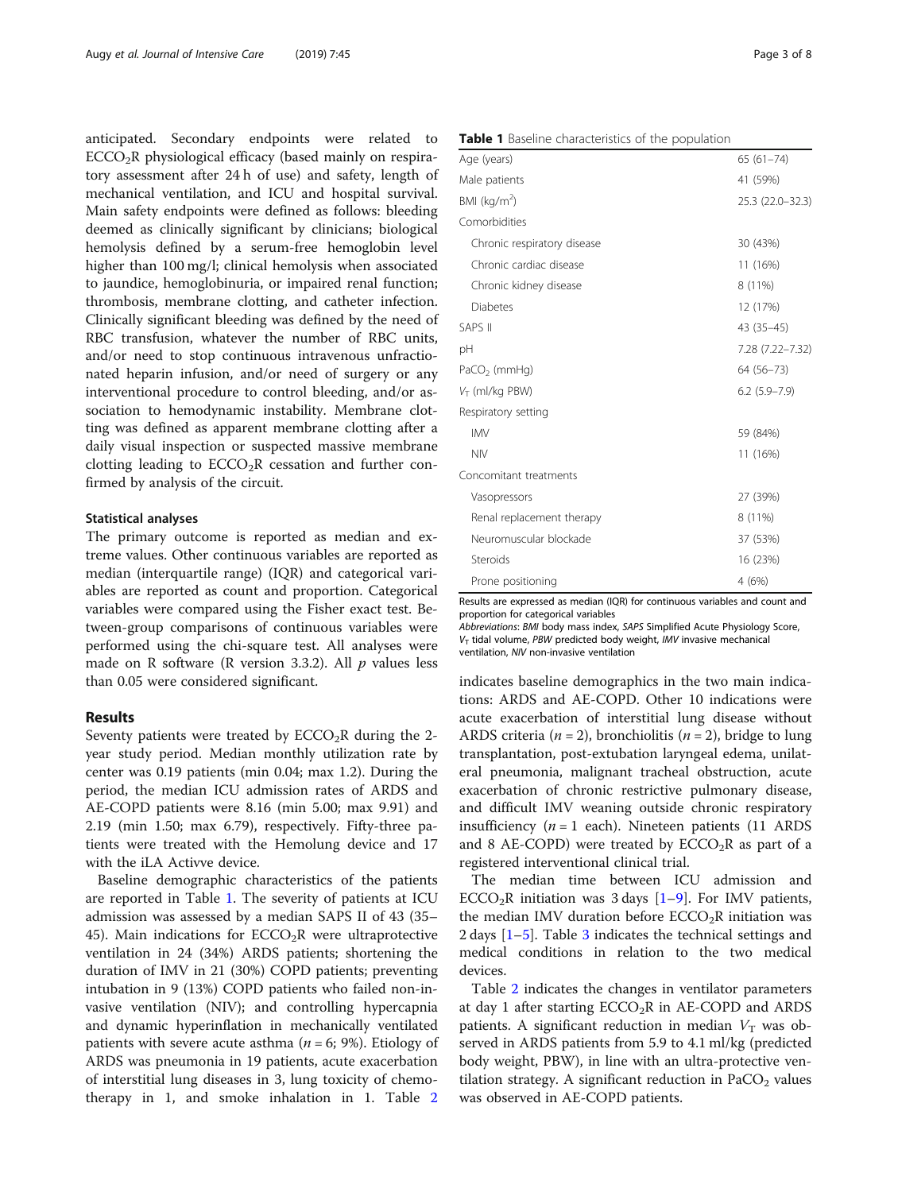anticipated. Secondary endpoints were related to $ECCO_2R$ physiological efficacy (based mainly on respiratory assessment after 24 h of use) and safety, length of mechanical ventilation, and ICU and hospital survival. Main safety endpoints were defined as follows: bleeding deemed as clinically significant by clinicians; biological hemolysis defined by a serum-free hemoglobin level higher than 100 mg/l; clinical hemolysis when associated to jaundice, hemoglobinuria, or impaired renal function; thrombosis, membrane clotting, and catheter infection. Clinically significant bleeding was defined by the need of RBC transfusion, whatever the number of RBC units, and/or need to stop continuous intravenous unfractionated heparin infusion, and/or need of surgery or any interventional procedure to control bleeding, and/or association to hemodynamic instability. Membrane clotting was defined as apparent membrane clotting after a daily visual inspection or suspected massive membrane clotting leading to $ECCO_2R$ cessation and further confirmed by analysis of the circuit.

### Statistical analyses

The primary outcome is reported as median and extreme values. Other continuous variables are reported as median (interquartile range) (IQR) and categorical variables are reported as count and proportion. Categorical variables were compared using the Fisher exact test. Between-group comparisons of continuous variables were performed using the chi-square test. All analyses were made on R software (R version 3.3.2). All $p$ values less than 0.05 were considered significant.

## Results

Seventy patients were treated by $ECCO_2R$ during the 2-year study period. Median monthly utilization rate by center was 0.19 patients (min 0.04; max 1.2). During the period, the median ICU admission rates of ARDS and AE-COPD patients were 8.16 (min 5.00; max 9.91) and 2.19 (min 1.50; max 6.79), respectively. Fifty-three patients were treated with the Hemolung device and 17 with the iLA Activve device.

Baseline demographic characteristics of the patients are reported in Table 1. The severity of patients at ICU admission was assessed by a median SAPS II of 43 (35–45). Main indications for $ECCO_2R$ were ultraprotective ventilation in 24 (34%) ARDS patients; shortening the duration of IMV in 21 (30%) COPD patients; preventing intubation in 9 (13%) COPD patients who failed non-invasive ventilation (NIV); and controlling hypercapnia and dynamic hyperinflation in mechanically ventilated patients with severe acute asthma ($n$ = 6; 9%). Etiology of ARDS was pneumonia in 19 patients, acute exacerbation of interstitial lung diseases in 3, lung toxicity of chemotherapy in 1, and smoke inhalation in 1. Table 2 indicates baseline demographics in the two main indications: ARDS and AE-COPD. Other 10 indications were acute exacerbation of interstitial lung disease without ARDS criteria ($n$ = 2), bronchiolitis ($n$ = 2), bridge to lung transplantation, post-extubation laryngeal edema, unilateral pneumonia, malignant tracheal obstruction, acute exacerbation of chronic restrictive pulmonary disease, and difficult IMV weaning outside chronic respiratory insufficiency ($n$ = 1 each). Nineteen patients (11 ARDS and 8 AE-COPD) were treated by $ECCO_2R$ as part of a registered interventional clinical trial.

The median time between ICU admission and $ECCO_2R$ initiation was 3 days [1–9]. For IMV patients, the median IMV duration before $ECCO_2R$ initiation was 2 days [1–5]. Table 3 indicates the technical settings and medical conditions in relation to the two medical devices.

Table 2 indicates the changes in ventilator parameters at day 1 after starting $ECCO_2R$ in AE-COPD and ARDS patients. A significant reduction in median $V_T$ was observed in ARDS patients from 5.9 to 4.1 ml/kg (predicted body weight, PBW), in line with an ultra-protective ventilation strategy. A significant reduction in $PaCO_2$ values was observed in AE-COPD patients.

**Table 1** Baseline characteristics of the population

| | |
|---|---|
| Age (years) | 65 (61–74) |
| Male patients | 41 (59%) |
| BMI (kg/m$^2$) | 25.3 (22.0–32.3) |
| Comorbidities | |
| Chronic respiratory disease | 30 (43%) |
| Chronic cardiac disease | 11 (16%) |
| Chronic kidney disease | 8 (11%) |
| Diabetes | 12 (17%) |
| SAPS II | 43 (35–45) |
| pH | 7.28 (7.22–7.32) |
| $PaCO_2$ (mmHg) | 64 (56–73) |
| $V_T$ (ml/kg PBW) | 6.2 (5.9–7.9) |
| Respiratory setting | |
| IMV | 59 (84%) |
| NIV | 11 (16%) |
| Concomitant treatments | |
| Vasopressors | 27 (39%) |
| Renal replacement therapy | 8 (11%) |
| Neuromuscular blockade | 37 (53%) |
| Steroids | 16 (23%) |
| Prone positioning | 4 (6%) |

Results are expressed as median (IQR) for continuous variables and count and proportion for categorical variables

*Abbreviations*: *BMI* body mass index, *SAPS* Simplified Acute Physiology Score, $V_T$ tidal volume, *PBW* predicted body weight, *IMV* invasive mechanical ventilation, *NIV* non-invasive ventilation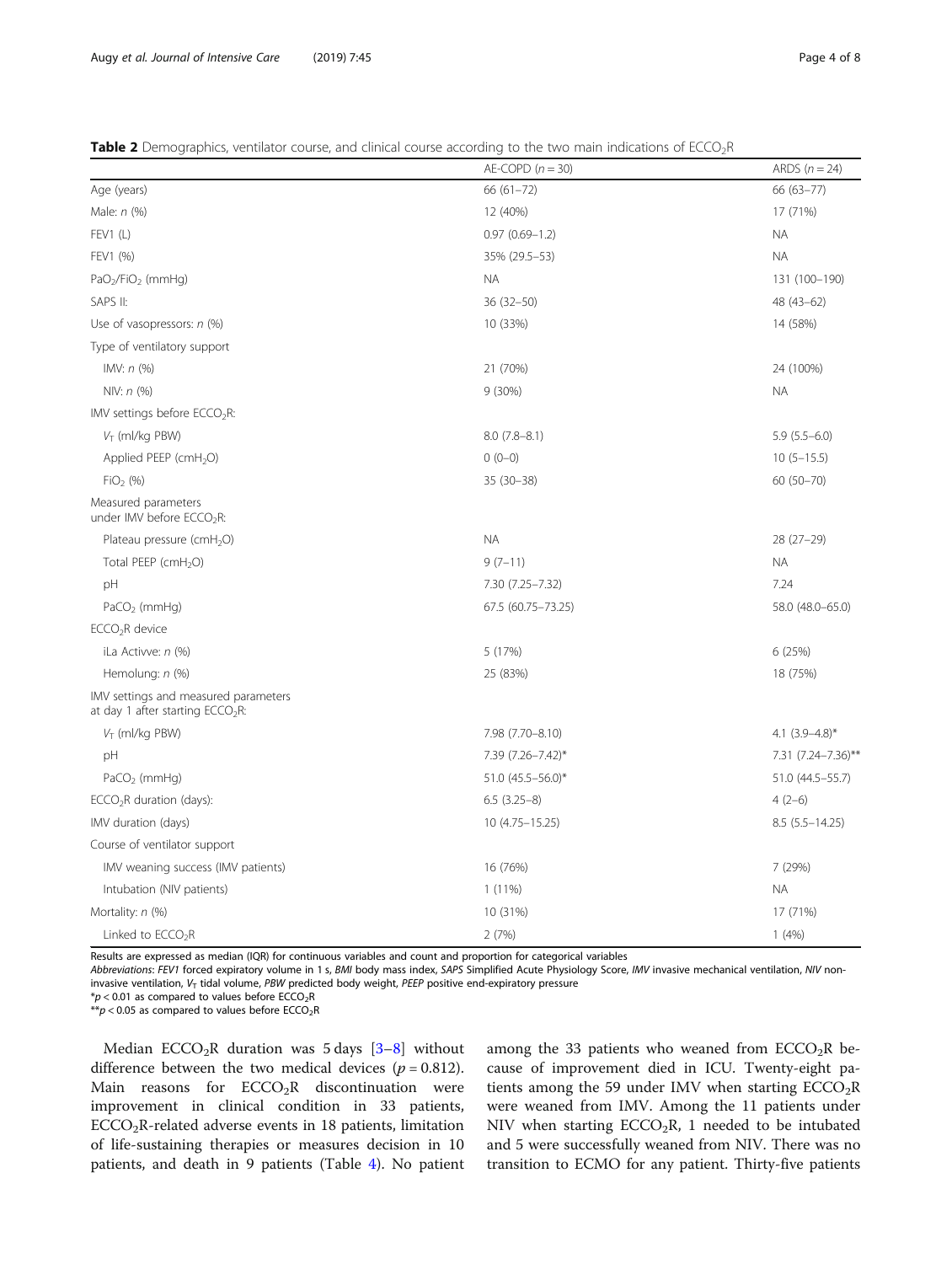**Table 2** Demographics, ventilator course, and clinical course according to the two main indications of $ECCO_2R$

| | AE-COPD ($n = 30$) | ARDS ($n = 24$) |
|---|---|---|
| Age (years) | 66 (61–72) | 66 (63–77) |
| Male: *n* (%) | 12 (40%) | 17 (71%) |
| FEV1 (L) | 0.97 (0.69–1.2) | NA |
| FEV1 (%) | 35% (29.5–53) | NA |
| $PaO_2/FiO_2$ (mmHg) | NA | 131 (100–190) |
| SAPS II: | 36 (32–50) | 48 (43–62) |
| Use of vasopressors: *n* (%) | 10 (33%) | 14 (58%) |
| Type of ventilatory support | | |
| IMV: *n* (%) | 21 (70%) | 24 (100%) |
| NIV: *n* (%) | 9 (30%) | NA |
| IMV settings before $ECCO_2R$: | | |
| $V_T$ (ml/kg PBW) | 8.0 (7.8–8.1) | 5.9 (5.5–6.0) |
| Applied PEEP ($cmH_2O$) | 0 (0–0) | 10 (5–15.5) |
| $FiO_2$ (%) | 35 (30–38) | 60 (50–70) |
| Measured parameters under IMV before $ECCO_2R$: | | |
| Plateau pressure ($cmH_2O$) | NA | 28 (27–29) |
| Total PEEP ($cmH_2O$) | 9 (7–11) | NA |
| pH | 7.30 (7.25–7.32) | 7.24 |
| $PaCO_2$ (mmHg) | 67.5 (60.75–73.25) | 58.0 (48.0–65.0) |
| $ECCO_2R$ device | | |
| iLa Activve: *n* (%) | 5 (17%) | 6 (25%) |
| Hemolung: *n* (%) | 25 (83%) | 18 (75%) |
| IMV settings and measured parameters at day 1 after starting $ECCO_2R$: | | |
| $V_T$ (ml/kg PBW) | 7.98 (7.70–8.10) | 4.1 (3.9–4.8)* |
| pH | 7.39 (7.26–7.42)* | 7.31 (7.24–7.36)** |
| $PaCO_2$ (mmHg) | 51.0 (45.5–56.0)* | 51.0 (44.5–55.7) |
| $ECCO_2R$ duration (days): | 6.5 (3.25–8) | 4 (2–6) |
| IMV duration (days) | 10 (4.75–15.25) | 8.5 (5.5–14.25) |
| Course of ventilator support | | |
| IMV weaning success (IMV patients) | 16 (76%) | 7 (29%) |
| Intubation (NIV patients) | 1 (11%) | NA |
| Mortality: *n* (%) | 10 (31%) | 17 (71%) |
| Linked to $ECCO_2R$ | 2 (7%) | 1 (4%) |

Results are expressed as median (IQR) for continuous variables and count and proportion for categorical variables

*Abbreviations*: *FEV1* forced expiratory volume in 1 s, *BMI* body mass index, *SAPS* Simplified Acute Physiology Score, *IMV* invasive mechanical ventilation, *NIV* non-invasive ventilation, $V_T$ tidal volume, *PBW* predicted body weight, *PEEP* positive end-expiratory pressure

*$p < 0.01$ as compared to values before $ECCO_2R$

**$p < 0.05$ as compared to values before $ECCO_2R$

Median $ECCO_2R$ duration was 5 days [3–8] without difference between the two medical devices ($p = 0.812$). Main reasons for $ECCO_2R$ discontinuation were improvement in clinical condition in 33 patients, $ECCO_2R$-related adverse events in 18 patients, limitation of life-sustaining therapies or measures decision in 10 patients, and death in 9 patients (Table 4). No patient among the 33 patients who weaned from $ECCO_2R$ because of improvement died in ICU. Twenty-eight patients among the 59 under IMV when starting $ECCO_2R$ were weaned from IMV. Among the 11 patients under NIV when starting $ECCO_2R$, 1 needed to be intubated and 5 were successfully weaned from NIV. There was no transition to ECMO for any patient. Thirty-five patients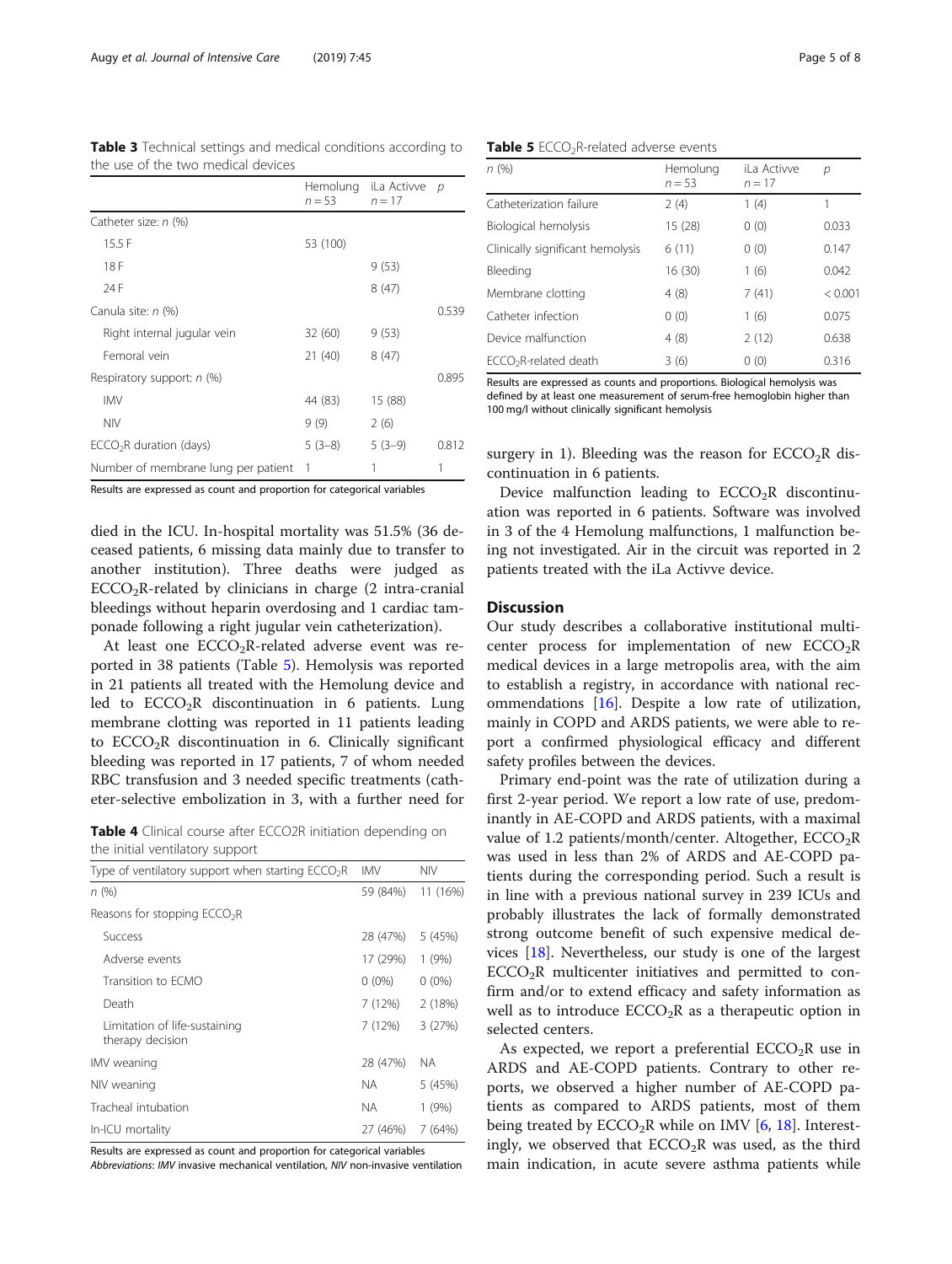**Table 3** Technical settings and medical conditions according to the use of the two medical devices

| | Hemolung $n = 53$ | iLa Activve $n = 17$ | $p$ |
|---|---|---|---|
| Catheter size: $n$ (%) | | | |
| 15.5 F | 53 (100) | | |
| 18 F | | 9 (53) | |
| 24 F | | 8 (47) | |
| Canula site: $n$ (%) | | | 0.539 |
| Right internal jugular vein | 32 (60) | 9 (53) | |
| Femoral vein | 21 (40) | 8 (47) | |
| Respiratory support: $n$ (%) | | | 0.895 |
| IMV | 44 (83) | 15 (88) | |
| NIV | 9 (9) | 2 (6) | |
| $ECCO_2R$ duration (days) | 5 (3–8) | 5 (3–9) | 0.812 |
| Number of membrane lung per patient | 1 | 1 | 1 |

Results are expressed as count and proportion for categorical variables

died in the ICU. In-hospital mortality was 51.5% (36 deceased patients, 6 missing data mainly due to transfer to another institution). Three deaths were judged as $ECCO_2R$-related by clinicians in charge (2 intra-cranial bleedings without heparin overdosing and 1 cardiac tamponade following a right jugular vein catheterization).

At least one $ECCO_2R$-related adverse event was reported in 38 patients (Table 5). Hemolysis was reported in 21 patients all treated with the Hemolung device and led to $ECCO_2R$ discontinuation in 6 patients. Lung membrane clotting was reported in 11 patients leading to $ECCO_2R$ discontinuation in 6. Clinically significant bleeding was reported in 17 patients, 7 of whom needed RBC transfusion and 3 needed specific treatments (catheter-selective embolization in 3, with a further need for surgery in 1). Bleeding was the reason for $ECCO_2R$ discontinuation in 6 patients.

**Table 4** Clinical course after ECCO2R initiation depending on the initial ventilatory support

| Type of ventilatory support when starting $ECCO_2R$ | IMV | NIV |
|---|---|---|
| $n$ (%) | 59 (84%) | 11 (16%) |
| Reasons for stopping $ECCO_2R$ | | |
| Success | 28 (47%) | 5 (45%) |
| Adverse events | 17 (29%) | 1 (9%) |
| Transition to ECMO | 0 (0%) | 0 (0%) |
| Death | 7 (12%) | 2 (18%) |
| Limitation of life-sustaining therapy decision | 7 (12%) | 3 (27%) |
| IMV weaning | 28 (47%) | NA |
| NIV weaning | NA | 5 (45%) |
| Tracheal intubation | NA | 1 (9%) |
| In-ICU mortality | 27 (46%) | 7 (64%) |

Results are expressed as count and proportion for categorical variables
*Abbreviations*: *IMV* invasive mechanical ventilation, *NIV* non-invasive ventilation

**Table 5** $ECCO_2R$-related adverse events

| $n$ (%) | Hemolung $n = 53$ | iLa Activve $n = 17$ | $p$ |
|---|---|---|---|
| Catheterization failure | 2 (4) | 1 (4) | 1 |
| Biological hemolysis | 15 (28) | 0 (0) | 0.033 |
| Clinically significant hemolysis | 6 (11) | 0 (0) | 0.147 |
| Bleeding | 16 (30) | 1 (6) | 0.042 |
| Membrane clotting | 4 (8) | 7 (41) | < 0.001 |
| Catheter infection | 0 (0) | 1 (6) | 0.075 |
| Device malfunction | 4 (8) | 2 (12) | 0.638 |
| $ECCO_2R$-related death | 3 (6) | 0 (0) | 0.316 |

Results are expressed as counts and proportions. Biological hemolysis was defined by at least one measurement of serum-free hemoglobin higher than 100 mg/l without clinically significant hemolysis

Device malfunction leading to $ECCO_2R$ discontinuation was reported in 6 patients. Software was involved in 3 of the 4 Hemolung malfunctions, 1 malfunction being not investigated. Air in the circuit was reported in 2 patients treated with the iLa Activve device.

## Discussion

Our study describes a collaborative institutional multicenter process for implementation of new $ECCO_2R$ medical devices in a large metropolis area, with the aim to establish a registry, in accordance with national recommendations [16]. Despite a low rate of utilization, mainly in COPD and ARDS patients, we were able to report a confirmed physiological efficacy and different safety profiles between the devices.

Primary end-point was the rate of utilization during a first 2-year period. We report a low rate of use, predominantly in AE-COPD and ARDS patients, with a maximal value of 1.2 patients/month/center. Altogether, $ECCO_2R$ was used in less than 2% of ARDS and AE-COPD patients during the corresponding period. Such a result is in line with a previous national survey in 239 ICUs and probably illustrates the lack of formally demonstrated strong outcome benefit of such expensive medical devices [18]. Nevertheless, our study is one of the largest $ECCO_2R$ multicenter initiatives and permitted to confirm and/or to extend efficacy and safety information as well as to introduce $ECCO_2R$ as a therapeutic option in selected centers.

As expected, we report a preferential $ECCO_2R$ use in ARDS and AE-COPD patients. Contrary to other reports, we observed a higher number of AE-COPD patients as compared to ARDS patients, most of them being treated by $ECCO_2R$ while on IMV [6, 18]. Interestingly, we observed that $ECCO_2R$ was used, as the third main indication, in acute severe asthma patients while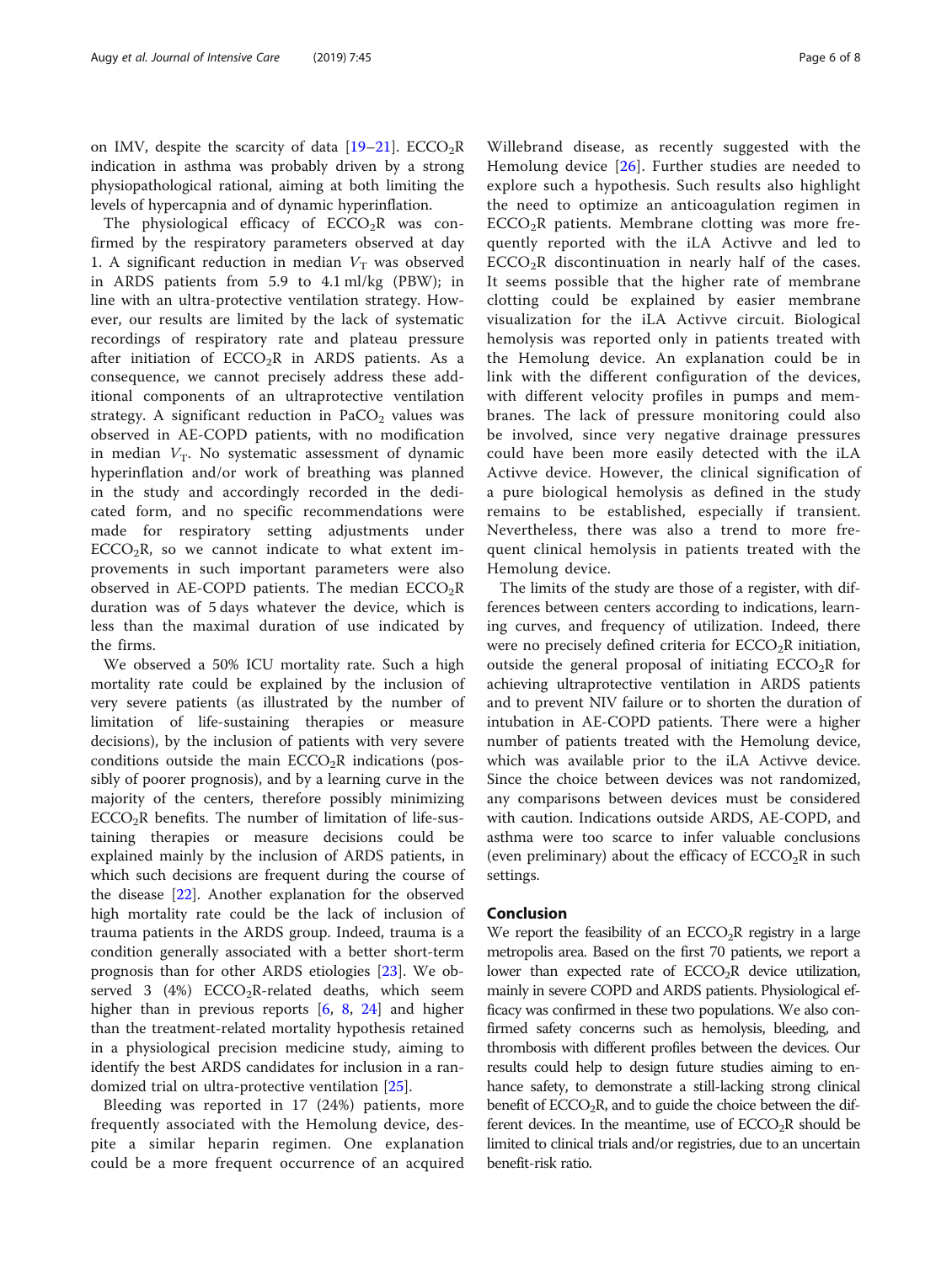on IMV, despite the scarcity of data [19–21]. $ECCO_2R$ indication in asthma was probably driven by a strong physiopathological rational, aiming at both limiting the levels of hypercapnia and of dynamic hyperinflation.

The physiological efficacy of $ECCO_2R$ was confirmed by the respiratory parameters observed at day 1. A significant reduction in median $V_T$ was observed in ARDS patients from 5.9 to 4.1 ml/kg (PBW); in line with an ultra-protective ventilation strategy. However, our results are limited by the lack of systematic recordings of respiratory rate and plateau pressure after initiation of $ECCO_2R$ in ARDS patients. As a consequence, we cannot precisely address these additional components of an ultraprotective ventilation strategy. A significant reduction in $PaCO_2$ values was observed in AE-COPD patients, with no modification in median $V_T$. No systematic assessment of dynamic hyperinflation and/or work of breathing was planned in the study and accordingly recorded in the dedicated form, and no specific recommendations were made for respiratory setting adjustments under $ECCO_2R$, so we cannot indicate to what extent improvements in such important parameters were also observed in AE-COPD patients. The median $ECCO_2R$ duration was of 5 days whatever the device, which is less than the maximal duration of use indicated by the firms.

We observed a 50% ICU mortality rate. Such a high mortality rate could be explained by the inclusion of very severe patients (as illustrated by the number of limitation of life-sustaining therapies or measure decisions), by the inclusion of patients with very severe conditions outside the main $ECCO_2R$ indications (possibly of poorer prognosis), and by a learning curve in the majority of the centers, therefore possibly minimizing $ECCO_2R$ benefits. The number of limitation of life-sustaining therapies or measure decisions could be explained mainly by the inclusion of ARDS patients, in which such decisions are frequent during the course of the disease [22]. Another explanation for the observed high mortality rate could be the lack of inclusion of trauma patients in the ARDS group. Indeed, trauma is a condition generally associated with a better short-term prognosis than for other ARDS etiologies [23]. We observed 3 (4%) $ECCO_2R$-related deaths, which seem higher than in previous reports [6, 8, 24] and higher than the treatment-related mortality hypothesis retained in a physiological precision medicine study, aiming to identify the best ARDS candidates for inclusion in a randomized trial on ultra-protective ventilation [25].

Bleeding was reported in 17 (24%) patients, more frequently associated with the Hemolung device, despite a similar heparin regimen. One explanation could be a more frequent occurrence of an acquired Willebrand disease, as recently suggested with the Hemolung device [26]. Further studies are needed to explore such a hypothesis. Such results also highlight the need to optimize an anticoagulation regimen in $ECCO_2R$ patients. Membrane clotting was more frequently reported with the iLA Activve and led to $ECCO_2R$ discontinuation in nearly half of the cases. It seems possible that the higher rate of membrane clotting could be explained by easier membrane visualization for the iLA Activve circuit. Biological hemolysis was reported only in patients treated with the Hemolung device. An explanation could be in link with the different configuration of the devices, with different velocity profiles in pumps and membranes. The lack of pressure monitoring could also be involved, since very negative drainage pressures could have been more easily detected with the iLA Activve device. However, the clinical signification of a pure biological hemolysis as defined in the study remains to be established, especially if transient. Nevertheless, there was also a trend to more frequent clinical hemolysis in patients treated with the Hemolung device.

The limits of the study are those of a register, with differences between centers according to indications, learning curves, and frequency of utilization. Indeed, there were no precisely defined criteria for $ECCO_2R$ initiation, outside the general proposal of initiating $ECCO_2R$ for achieving ultraprotective ventilation in ARDS patients and to prevent NIV failure or to shorten the duration of intubation in AE-COPD patients. There were a higher number of patients treated with the Hemolung device, which was available prior to the iLA Activve device. Since the choice between devices was not randomized, any comparisons between devices must be considered with caution. Indications outside ARDS, AE-COPD, and asthma were too scarce to infer valuable conclusions (even preliminary) about the efficacy of $ECCO_2R$ in such settings.

## Conclusion

We report the feasibility of an $ECCO_2R$ registry in a large metropolis area. Based on the first 70 patients, we report a lower than expected rate of $ECCO_2R$ device utilization, mainly in severe COPD and ARDS patients. Physiological efficacy was confirmed in these two populations. We also confirmed safety concerns such as hemolysis, bleeding, and thrombosis with different profiles between the devices. Our results could help to design future studies aiming to enhance safety, to demonstrate a still-lacking strong clinical benefit of $ECCO_2R$, and to guide the choice between the different devices. In the meantime, use of $ECCO_2R$ should be limited to clinical trials and/or registries, due to an uncertain benefit-risk ratio.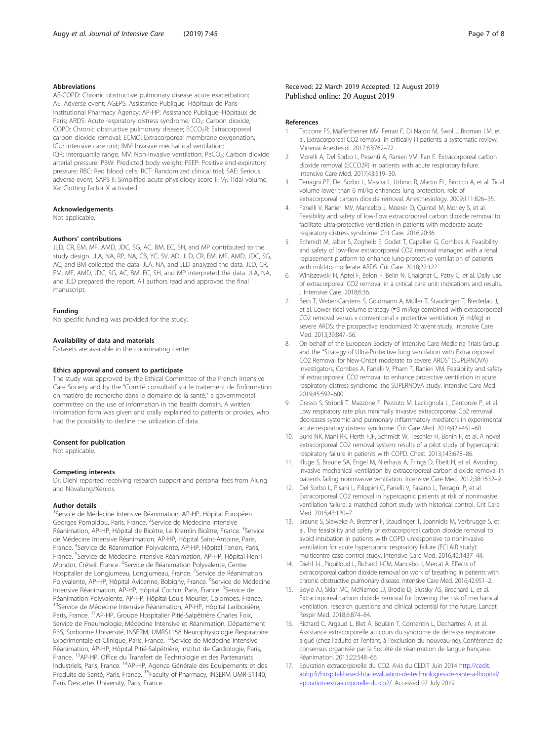## Abbreviations

AE-COPD: Chronic obstructive pulmonary disease acute exacerbation; AE: Adverse event; AGEPS: Assistance Publique–Hôpitaux de Paris Institutional Pharmacy Agency; AP-HP: Assistance Publique–Hôpitaux de Paris; ARDS: Acute respiratory distress syndrome; $CO_2$: Carbon dioxide; COPD: Chronic obstructive pulmonary disease; $ECCO_2R$: Extracorporeal carbon dioxide removal; ECMO: Extracorporeal membrane oxygenation; ICU: Intensive care unit; IMV: Invasive mechanical ventilation; IQR: Interquartile range; NIV: Non-invasive ventilation; $PaCO_2$: Carbon dioxide arterial pressure; PBW: Predicted body weight; PEEP: Positive end-expiratory pressure; RBC: Red blood cells; RCT: Randomized clinical trial; SAE: Serious adverse event; SAPS II: Simplified acute physiology score II; $V_T$: Tidal volume; Xa: Clotting factor X activated

## Acknowledgements

Not applicable.

## Authors' contributions

JLD, CR, EM, MF, AMD, JDC, SG, AC, BM, EC, SH, and MP contributed to the study design. JLA, NA, RP, NA, CB, YC, SV, AD, JLD, CR, EM, MF, AMD, JDC, SG, AC, and BM collected the data. JLA, NA, and JLD analyzed the data. JLD, CR, EM, MF, AMD, JDC, SG, AC, BM, EC, SH, and MP interpreted the data. JLA, NA, and JLD prepared the report. All authors read and approved the final manuscript.

## Funding

No specific funding was provided for the study.

## Availability of data and materials

Datasets are available in the coordinating center.

## Ethics approval and consent to participate

The study was approved by the Ethical Committee of the French Intensive Care Society and by the "Comité consultatif sur le traitement de l'information en matière de recherche dans le domaine de la santé," a governmental committee on the use of information in the health domain. A written information form was given and orally explained to patients or proxies, who had the possibility to decline the utilization of data.

## Consent for publication

Not applicable.

## Competing interests

Dr. Diehl reported receiving research support and personal fees from Alung and Novalung/Xenios.

## Author details

[1]Service de Médecine Intensive Réanimation, AP-HP, Hôpital Européen Georges Pompidou, Paris, France. [2]Service de Médecine Intensive Réanimation, AP-HP, Hôpital de Bicètre, Le Kremlin Bicètre, France. [3]Service de Médecine Intensive Réanimation, AP-HP, Hôpital Saint-Antoine, Paris, France. [4]Service de Réanimation Polyvalente, AP-HP, Hôpital Tenon, Paris, France. [5]Service de Médecine Intensive Réanimation, AP-HP, Hôpital Henri Mondor, Créteil, France. [6]Service de Réanimation Polyvalente, Centre Hospitalier de Longjumeau, Longjumeau, France. [7]Service de Réanimation Polyvalente, AP-HP, Hôpital Avicenne, Bobigny, France. [8]Service de Médecine Intensive Réanimation, AP-HP, Hôpital Cochin, Paris, France. [9]Service de Réanimation Polyvalente, AP-HP, Hôpital Louis Mourier, Colombes, France. [10]Service de Médecine Intensive Réanimation, AP-HP, Hôpital Lariboisière, Paris, France. [11]AP-HP, Groupe Hospitalier Pitié-Salpêtrière Charles Foix, Service de Pneumologie, Médecine Intensive et Réanimation, Département R3S, Sorbonne Université, INSERM, UMRS1158 Neurophysiologie Respiratoire Expérimentale et Clinique, Paris, France. [12]Service de Médecine Intensive Réanimation, AP-HP, Hôpital Pitié-Salpétrière, Institut de Cardiologie, Paris, France. [13]AP-HP, Office du Transfert de Technologie et des Partenariats Industriels, Paris, France. [14]AP-HP, Agence Générale des Equipements et des Produits de Santé, Paris, France. [15]Faculty of Pharmacy, INSERM UMR-S1140, Paris Descartes University, Paris, France.

Received: 22 March 2019 Accepted: 12 August 2019
Published online: 20 August 2019

## References

1. Taccone FS, Malfertheiner MV, Ferrari F, Di Nardo M, Swol J, Broman LM, et al. Extracorporeal CO2 removal in critically ill patients: a systematic review. Minerva Anestesiol. 2017;83:762–72.
2. Morelli A, Del Sorbo L, Pesenti A, Ranieri VM, Fan E. Extracorporeal carbon dioxide removal (ECCO2R) in patients with acute respiratory failure. Intensive Care Med. 2017;43:519–30.
3. Terragni PP, Del Sorbo L, Mascia L, Urbino R, Martin EL, Birocco A, et al. Tidal volume lower than 6 ml/kg enhances lung protection: role of extracorporeal carbon dioxide removal. Anesthesiology. 2009;111:826–35.
4. Fanelli V, Ranieri MV, Mancebo J, Moerer O, Quintel M, Morley S, et al. Feasibility and safety of low-flow extracorporeal carbon dioxide removal to facilitate ultra-protective ventilation in patients with moderate acute respiratory distress syndrome. Crit Care. 2016;20:36.
5. Schmidt M, Jaber S, Zogheib E, Godet T, Capellier G, Combes A. Feasibility and safety of low-flow extracorporeal CO2 removal managed with a renal replacement platform to enhance lung-protective ventilation of patients with mild-to-moderate ARDS. Crit Care. 2018;22:122.
6. Winiszewski H, Aptel F, Belon F, Belin N, Chaignat C, Patry C, et al. Daily use of extracorporeal CO2 removal in a critical care unit: indications and results. J Intensive Care. 2018;6:36.
7. Bein T, Weber-Carstens S, Goldmann A, Müller T, Staudinger T, Brederlau J, et al. Lower tidal volume strategy (≈3 ml/kg) combined with extracorporeal CO2 removal versus « conventional » protective ventilation (6 ml/kg) in severe ARDS: the prospective randomized Xtravent-study. Intensive Care Med. 2013;39:847–56.
8. On behalf of the European Society of Intensive Care Medicine Trials Group and the "Strategy of Ultra-Protective lung ventilation with Extracorporeal CO2 Removal for New-Onset moderate to severe ARDS" (SUPERNOVA) investigators, Combes A, Fanelli V, Pham T, Ranieri VM. Feasibility and safety of extracorporeal CO2 removal to enhance protective ventilation in acute respiratory distress syndrome: the SUPERNOVA study. Intensive Care Med. 2019;45:592–600.
9. Grasso S, Stripoli T, Mazzone P, Pezzuto M, Lacitignola L, Centonze P, et al. Low respiratory rate plus minimally invasive extracorporeal Co2 removal decreases systemic and pulmonary inflammatory mediators in experimental acute respiratory distress syndrome. Crit Care Med. 2014;42:e451–60.
10. Burki NK, Mani RK, Herth FJF, Schmidt W, Teschler H, Bonin F, et al. A novel extracorporeal CO2 removal system: results of a pilot study of hypercapnic respiratory failure in patients with COPD. Chest. 2013;143:678–86.
11. Kluge S, Braune SA, Engel M, Nierhaus A, Frings D, Ebelt H, et al. Avoiding invasive mechanical ventilation by extracorporeal carbon dioxide removal in patients failing noninvasive ventilation. Intensive Care Med. 2012;38:1632–9.
12. Del Sorbo L, Pisani L, Filippini C, Fanelli V, Fasano L, Terragni P, et al. Extracorporeal CO2 removal in hypercapnic patients at risk of noninvasive ventilation failure: a matched cohort study with historical control. Crit Care Med. 2015;43:120–7.
13. Braune S, Sieweke A, Brettner F, Staudinger T, Joannidis M, Verbrugge S, et al. The feasibility and safety of extracorporeal carbon dioxide removal to avoid intubation in patients with COPD unresponsive to noninvasive ventilation for acute hypercapnic respiratory failure (ECLAIR study): multicentre case-control study. Intensive Care Med. 2016;42:1437–44.
14. Diehl J-L, Piquilloud L, Richard J-CM, Mancebo J, Mercat A. Effects of extracorporeal carbon dioxide removal on work of breathing in patients with chronic obstructive pulmonary disease. Intensive Care Med. 2016;42:951–2.
15. Boyle AJ, Sklar MC, McNamee JJ, Brodie D, Slutsky AS, Brochard L, et al. Extracorporeal carbon dioxide removal for lowering the risk of mechanical ventilation: research questions and clinical potential for the future. Lancet Respir Med. 2018;6:874–84.
16. Richard C, Argaud L, Blet A, Boulain T, Contentin L, Dechartres A, et al. Assistance extracorporelle au cours du syndrome de détresse respiratoire aiguë (chez l'adulte et l'enfant, à l'exclusion du nouveau-né). Conférence de consensus organisée par la Société de réanimation de langue française. Réanimation. 2013;22:548–66.
17. Epuration extracorporelle du CO2. Avis du CEDIT Juin 2014 http://cedit.aphp.fr/hospital-based-hta-levaluation-de-technologies-de-sante-a-lhopital/epuration-extra-corporelle-du-co2/. Accessed 07 July 2019.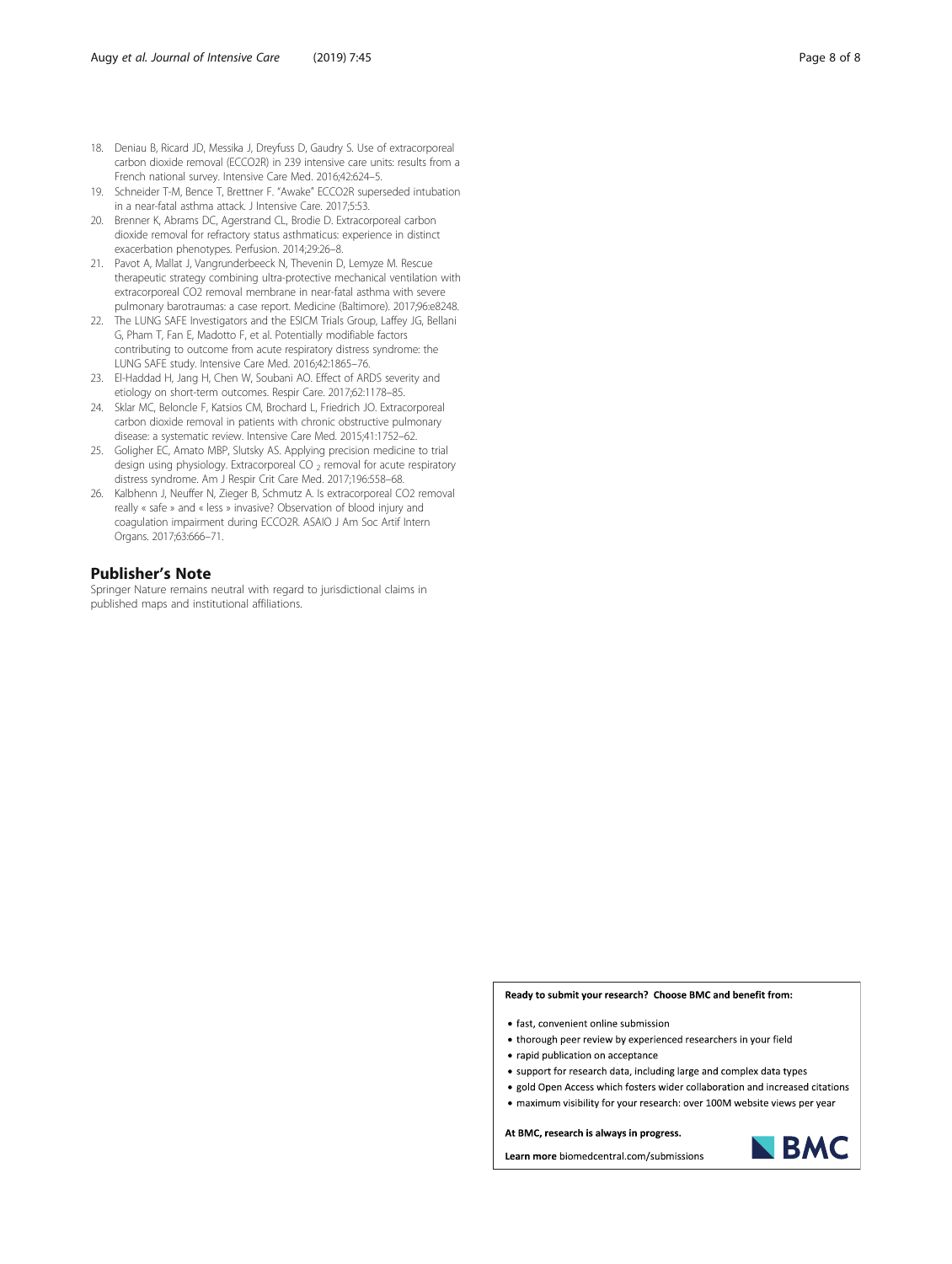18. Deniau B, Ricard JD, Messika J, Dreyfuss D, Gaudry S. Use of extracorporeal carbon dioxide removal (ECCO2R) in 239 intensive care units: results from a French national survey. Intensive Care Med. 2016;42:624–5.
19. Schneider T-M, Bence T, Brettner F. "Awake" ECCO2R superseded intubation in a near-fatal asthma attack. J Intensive Care. 2017;5:53.
20. Brenner K, Abrams DC, Agerstrand CL, Brodie D. Extracorporeal carbon dioxide removal for refractory status asthmaticus: experience in distinct exacerbation phenotypes. Perfusion. 2014;29:26–8.
21. Pavot A, Mallat J, Vangrunderbeeck N, Thevenin D, Lemyze M. Rescue therapeutic strategy combining ultra-protective mechanical ventilation with extracorporeal CO2 removal membrane in near-fatal asthma with severe pulmonary barotraumas: a case report. Medicine (Baltimore). 2017;96:e8248.
22. The LUNG SAFE Investigators and the ESICM Trials Group, Laffey JG, Bellani G, Pham T, Fan E, Madotto F, et al. Potentially modifiable factors contributing to outcome from acute respiratory distress syndrome: the LUNG SAFE study. Intensive Care Med. 2016;42:1865–76.
23. El-Haddad H, Jang H, Chen W, Soubani AO. Effect of ARDS severity and etiology on short-term outcomes. Respir Care. 2017;62:1178–85.
24. Sklar MC, Beloncle F, Katsios CM, Brochard L, Friedrich JO. Extracorporeal carbon dioxide removal in patients with chronic obstructive pulmonary disease: a systematic review. Intensive Care Med. 2015;41:1752–62.
25. Goligher EC, Amato MBP, Slutsky AS. Applying precision medicine to trial design using physiology. Extracorporeal $CO_2$ removal for acute respiratory distress syndrome. Am J Respir Crit Care Med. 2017;196:558–68.
26. Kalbhenn J, Neuffer N, Zieger B, Schmutz A. Is extracorporeal CO2 removal really « safe » and « less » invasive? Observation of blood injury and coagulation impairment during ECCO2R. ASAIO J Am Soc Artif Intern Organs. 2017;63:666–71.

## Publisher's Note

Springer Nature remains neutral with regard to jurisdictional claims in published maps and institutional affiliations.

**Ready to submit your research? Choose BMC and benefit from:**

- fast, convenient online submission
- thorough peer review by experienced researchers in your field
- rapid publication on acceptance
- support for research data, including large and complex data types
- gold Open Access which fosters wider collaboration and increased citations
- maximum visibility for your research: over 100M website views per year

**At BMC, research is always in progress.**

**Learn more** biomedcentral.com/submissions

BMC